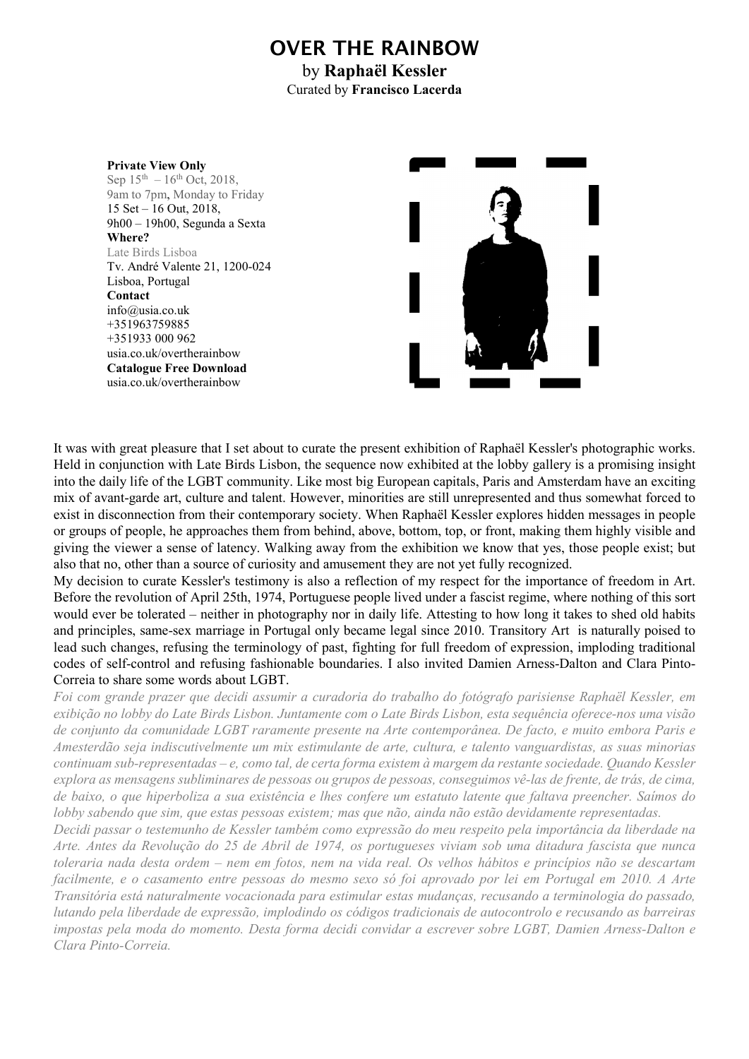# OVER THE RAINBOW

by **Raphaël Kessler**
Curated by **Francisco Lacerda**

**Private View Only**
Sep 15th – 16th Oct, 2018,
9am to 7pm, Monday to Friday
15 Set – 16 Out, 2018,
9h00 – 19h00, Segunda a Sexta
**Where?**
Late Birds Lisboa
Tv. André Valente 21, 1200-024
Lisboa, Portugal
**Contact**
info@usia.co.uk
+351963759885
+351933 000 962
usia.co.uk/overtherainbow
**Catalogue Free Download**
usia.co.uk/overtherainbow

It was with great pleasure that I set about to curate the present exhibition of Raphaël Kessler's photographic works. Held in conjunction with Late Birds Lisbon, the sequence now exhibited at the lobby gallery is a promising insight into the daily life of the LGBT community. Like most big European capitals, Paris and Amsterdam have an exciting mix of avant-garde art, culture and talent. However, minorities are still unrepresented and thus somewhat forced to exist in disconnection from their contemporary society. When Raphaël Kessler explores hidden messages in people or groups of people, he approaches them from behind, above, bottom, top, or front, making them highly visible and giving the viewer a sense of latency. Walking away from the exhibition we know that yes, those people exist; but also that no, other than a source of curiosity and amusement they are not yet fully recognized.

My decision to curate Kessler's testimony is also a reflection of my respect for the importance of freedom in Art. Before the revolution of April 25th, 1974, Portuguese people lived under a fascist regime, where nothing of this sort would ever be tolerated – neither in photography nor in daily life. Attesting to how long it takes to shed old habits and principles, same-sex marriage in Portugal only became legal since 2010. Transitory Art is naturally poised to lead such changes, refusing the terminology of past, fighting for full freedom of expression, imploding traditional codes of self-control and refusing fashionable boundaries. I also invited Damien Arness-Dalton and Clara Pinto-Correia to share some words about LGBT.

*Foi com grande prazer que decidi assumir a curadoria do trabalho do fotógrafo parisiense Raphaël Kessler, em exibição no lobby do Late Birds Lisbon. Juntamente com o Late Birds Lisbon, esta sequência oferece-nos uma visão de conjunto da comunidade LGBT raramente presente na Arte contemporânea. De facto, e muito embora Paris e Amesterdão seja indiscutivelmente um mix estimulante de arte, cultura, e talento vanguardistas, as suas minorias continuam sub-representadas – e, como tal, de certa forma existem à margem da restante sociedade. Quando Kessler explora as mensagens subliminares de pessoas ou grupos de pessoas, conseguimos vê-las de frente, de trás, de cima, de baixo, o que hiperboliza a sua existência e lhes confere um estatuto latente que faltava preencher. Saímos do lobby sabendo que sim, que estas pessoas existem; mas que não, ainda não estão devidamente representadas.*

*Decidi passar o testemunho de Kessler também como expressão do meu respeito pela importância da liberdade na Arte. Antes da Revolução do 25 de Abril de 1974, os portugueses viviam sob uma ditadura fascista que nunca toleraria nada desta ordem – nem em fotos, nem na vida real. Os velhos hábitos e princípios não se descartam facilmente, e o casamento entre pessoas do mesmo sexo só foi aprovado por lei em Portugal em 2010. A Arte Transitória está naturalmente vocacionada para estimular estas mudanças, recusando a terminologia do passado, lutando pela liberdade de expressão, implodindo os códigos tradicionais de autocontrolo e recusando as barreiras impostas pela moda do momento. Desta forma decidi convidar a escrever sobre LGBT, Damien Arness-Dalton e Clara Pinto-Correia.*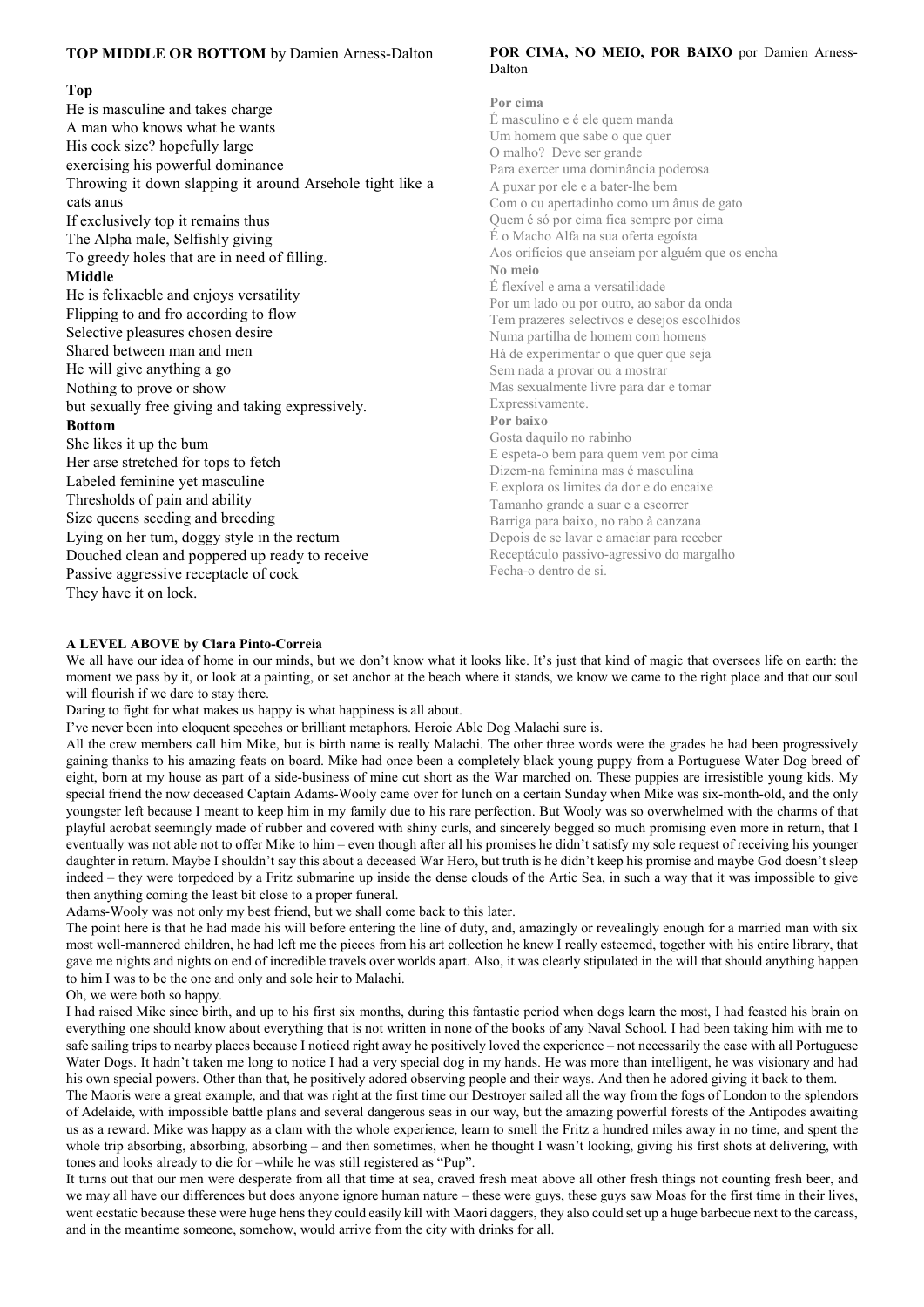**TOP MIDDLE OR BOTTOM** by Damien Arness-Dalton

**Top**

He is masculine and takes charge
A man who knows what he wants
His cock size? hopefully large
exercising his powerful dominance
Throwing it down slapping it around Arsehole tight like a cats anus
If exclusively top it remains thus
The Alpha male, Selfishly giving
To greedy holes that are in need of filling.

**Middle**

He is felixaeble and enjoys versatility
Flipping to and fro according to flow
Selective pleasures chosen desire
Shared between man and men
He will give anything a go
Nothing to prove or show
but sexually free giving and taking expressively.

**Bottom**

She likes it up the bum
Her arse stretched for tops to fetch
Labeled feminine yet masculine
Thresholds of pain and ability
Size queens seeding and breeding
Lying on her tum, doggy style in the rectum
Douched clean and poppered up ready to receive
Passive aggressive receptacle of cock
They have it on lock.

**POR CIMA, NO MEIO, POR BAIXO** por Damien Arness-Dalton

**Por cima**

É masculino e é ele quem manda
Um homem que sabe o que quer
O malho? Deve ser grande
Para exercer uma dominância poderosa
A puxar por ele e a bater-lhe bem
Com o cu apertadinho como um ânus de gato
Quem é só por cima fica sempre por cima
É o Macho Alfa na sua oferta egoísta
Aos orifícios que anseiam por alguém que os encha

**No meio**

É flexível e ama a versatilidade
Por um lado ou por outro, ao sabor da onda
Tem prazeres selectivos e desejos escolhidos
Numa partilha de homem com homens
Há de experimentar o que quer que seja
Sem nada a provar ou a mostrar
Mas sexualmente livre para dar e tomar
Expressivamente.

**Por baixo**

Gosta daquilo no rabinho
E espeta-o bem para quem vem por cima
Dizem-na feminina mas é masculina
E explora os limites da dor e do encaixe
Tamanho grande a suar e a escorrer
Barriga para baixo, no rabo à canzana
Depois de se lavar e amaciar para receber
Receptáculo passivo-agressivo do margalho
Fecha-o dentro de si.

**A LEVEL ABOVE by Clara Pinto-Correia**

We all have our idea of home in our minds, but we don't know what it looks like. It's just that kind of magic that oversees life on earth: the moment we pass by it, or look at a painting, or set anchor at the beach where it stands, we know we came to the right place and that our soul will flourish if we dare to stay there.

Daring to fight for what makes us happy is what happiness is all about.

I've never been into eloquent speeches or brilliant metaphors. Heroic Able Dog Malachi sure is.

All the crew members call him Mike, but is birth name is really Malachi. The other three words were the grades he had been progressively gaining thanks to his amazing feats on board. Mike had once been a completely black young puppy from a Portuguese Water Dog breed of eight, born at my house as part of a side-business of mine cut short as the War marched on. These puppies are irresistible young kids. My special friend the now deceased Captain Adams-Wooly came over for lunch on a certain Sunday when Mike was six-month-old, and the only youngster left because I meant to keep him in my family due to his rare perfection. But Wooly was so overwhelmed with the charms of that playful acrobat seemingly made of rubber and covered with shiny curls, and sincerely begged so much promising even more in return, that I eventually was not able not to offer Mike to him – even though after all his promises he didn't satisfy my sole request of receiving his younger daughter in return. Maybe I shouldn't say this about a deceased War Hero, but truth is he didn't keep his promise and maybe God doesn't sleep indeed – they were torpedoed by a Fritz submarine up inside the dense clouds of the Artic Sea, in such a way that it was impossible to give then anything coming the least bit close to a proper funeral.

Adams-Wooly was not only my best friend, but we shall come back to this later.

The point here is that he had made his will before entering the line of duty, and, amazingly or revealingly enough for a married man with six most well-mannered children, he had left me the pieces from his art collection he knew I really esteemed, together with his entire library, that gave me nights and nights on end of incredible travels over worlds apart. Also, it was clearly stipulated in the will that should anything happen to him I was to be the one and only and sole heir to Malachi.

Oh, we were both so happy.

I had raised Mike since birth, and up to his first six months, during this fantastic period when dogs learn the most, I had feasted his brain on everything one should know about everything that is not written in none of the books of any Naval School. I had been taking him with me to safe sailing trips to nearby places because I noticed right away he positively loved the experience – not necessarily the case with all Portuguese Water Dogs. It hadn't taken me long to notice I had a very special dog in my hands. He was more than intelligent, he was visionary and had his own special powers. Other than that, he positively adored observing people and their ways. And then he adored giving it back to them.

The Maoris were a great example, and that was right at the first time our Destroyer sailed all the way from the fogs of London to the splendors of Adelaide, with impossible battle plans and several dangerous seas in our way, but the amazing powerful forests of the Antipodes awaiting us as a reward. Mike was happy as a clam with the whole experience, learn to smell the Fritz a hundred miles away in no time, and spent the whole trip absorbing, absorbing, absorbing – and then sometimes, when he thought I wasn't looking, giving his first shots at delivering, with tones and looks already to die for –while he was still registered as "Pup".

It turns out that our men were desperate from all that time at sea, craved fresh meat above all other fresh things not counting fresh beer, and we may all have our differences but does anyone ignore human nature – these were guys, these guys saw Moas for the first time in their lives, went ecstatic because these were huge hens they could easily kill with Maori daggers, they also could set up a huge barbecue next to the carcass, and in the meantime someone, somehow, would arrive from the city with drinks for all.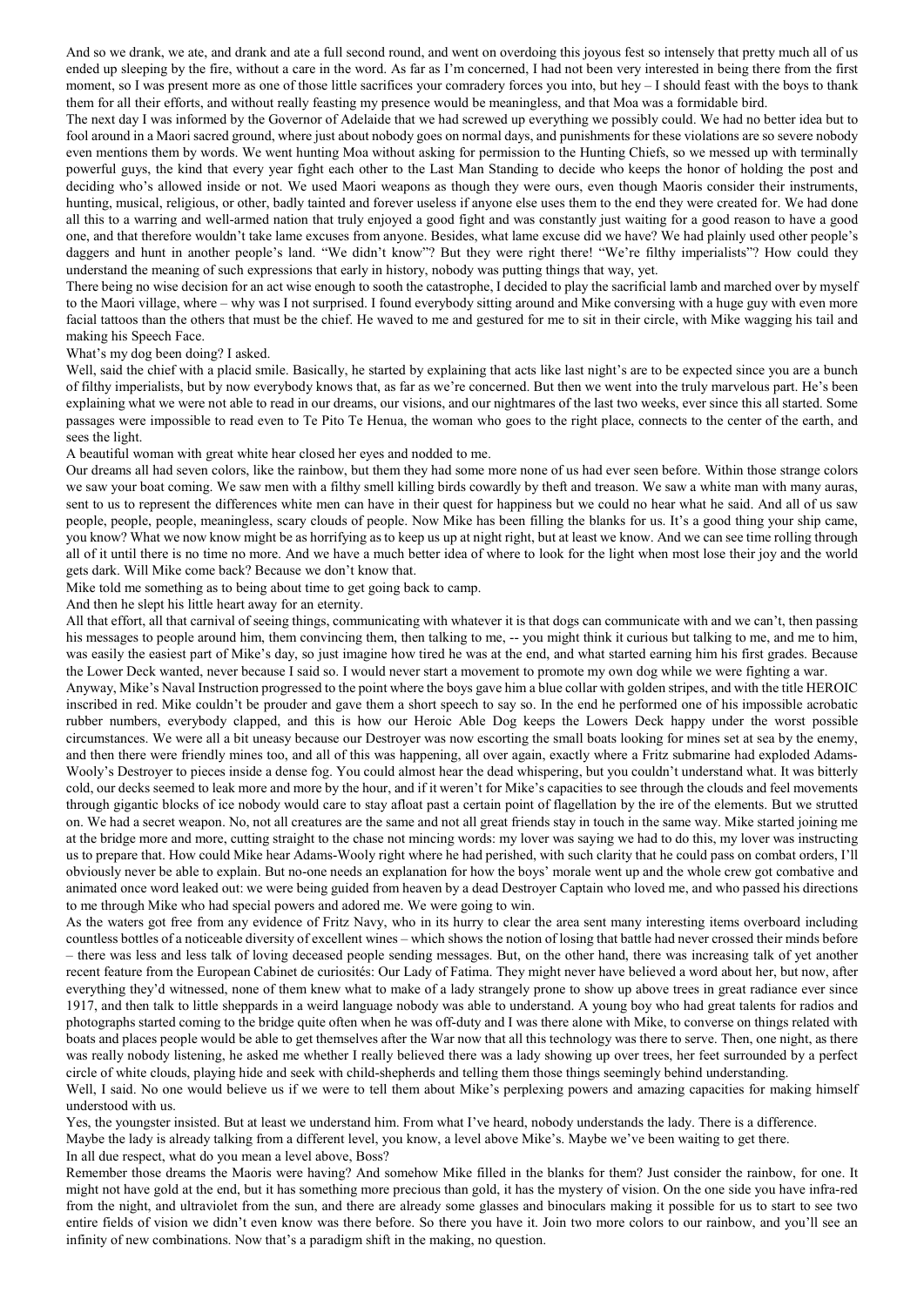And so we drank, we ate, and drank and ate a full second round, and went on overdoing this joyous fest so intensely that pretty much all of us ended up sleeping by the fire, without a care in the word. As far as I'm concerned, I had not been very interested in being there from the first moment, so I was present more as one of those little sacrifices your comradery forces you into, but hey – I should feast with the boys to thank them for all their efforts, and without really feasting my presence would be meaningless, and that Moa was a formidable bird.

The next day I was informed by the Governor of Adelaide that we had screwed up everything we possibly could. We had no better idea but to fool around in a Maori sacred ground, where just about nobody goes on normal days, and punishments for these violations are so severe nobody even mentions them by words. We went hunting Moa without asking for permission to the Hunting Chiefs, so we messed up with terminally powerful guys, the kind that every year fight each other to the Last Man Standing to decide who keeps the honor of holding the post and deciding who's allowed inside or not. We used Maori weapons as though they were ours, even though Maoris consider their instruments, hunting, musical, religious, or other, badly tainted and forever useless if anyone else uses them to the end they were created for. We had done all this to a warring and well-armed nation that truly enjoyed a good fight and was constantly just waiting for a good reason to have a good one, and that therefore wouldn't take lame excuses from anyone. Besides, what lame excuse did we have? We had plainly used other people's daggers and hunt in another people's land. "We didn't know"? But they were right there! "We're filthy imperialists"? How could they understand the meaning of such expressions that early in history, nobody was putting things that way, yet.

There being no wise decision for an act wise enough to sooth the catastrophe, I decided to play the sacrificial lamb and marched over by myself to the Maori village, where – why was I not surprised. I found everybody sitting around and Mike conversing with a huge guy with even more facial tattoos than the others that must be the chief. He waved to me and gestured for me to sit in their circle, with Mike wagging his tail and making his Speech Face.

What's my dog been doing? I asked.

Well, said the chief with a placid smile. Basically, he started by explaining that acts like last night's are to be expected since you are a bunch of filthy imperialists, but by now everybody knows that, as far as we're concerned. But then we went into the truly marvelous part. He's been explaining what we were not able to read in our dreams, our visions, and our nightmares of the last two weeks, ever since this all started. Some passages were impossible to read even to Te Pito Te Henua, the woman who goes to the right place, connects to the center of the earth, and sees the light.

A beautiful woman with great white hear closed her eyes and nodded to me.

Our dreams all had seven colors, like the rainbow, but them they had some more none of us had ever seen before. Within those strange colors we saw your boat coming. We saw men with a filthy smell killing birds cowardly by theft and treason. We saw a white man with many auras, sent to us to represent the differences white men can have in their quest for happiness but we could no hear what he said. And all of us saw people, people, people, meaningless, scary clouds of people. Now Mike has been filling the blanks for us. It's a good thing your ship came, you know? What we now know might be as horrifying as to keep us up at night right, but at least we know. And we can see time rolling through all of it until there is no time no more. And we have a much better idea of where to look for the light when most lose their joy and the world gets dark. Will Mike come back? Because we don't know that.

Mike told me something as to being about time to get going back to camp.

And then he slept his little heart away for an eternity.

All that effort, all that carnival of seeing things, communicating with whatever it is that dogs can communicate with and we can't, then passing his messages to people around him, them convincing them, then talking to me, -- you might think it curious but talking to me, and me to him, was easily the easiest part of Mike's day, so just imagine how tired he was at the end, and what started earning him his first grades. Because the Lower Deck wanted, never because I said so. I would never start a movement to promote my own dog while we were fighting a war.

Anyway, Mike's Naval Instruction progressed to the point where the boys gave him a blue collar with golden stripes, and with the title HEROIC inscribed in red. Mike couldn't be prouder and gave them a short speech to say so. In the end he performed one of his impossible acrobatic rubber numbers, everybody clapped, and this is how our Heroic Able Dog keeps the Lowers Deck happy under the worst possible circumstances. We were all a bit uneasy because our Destroyer was now escorting the small boats looking for mines set at sea by the enemy, and then there were friendly mines too, and all of this was happening, all over again, exactly where a Fritz submarine had exploded Adams-Wooly's Destroyer to pieces inside a dense fog. You could almost hear the dead whispering, but you couldn't understand what. It was bitterly cold, our decks seemed to leak more and more by the hour, and if it weren't for Mike's capacities to see through the clouds and feel movements through gigantic blocks of ice nobody would care to stay afloat past a certain point of flagellation by the ire of the elements. But we strutted on. We had a secret weapon. No, not all creatures are the same and not all great friends stay in touch in the same way. Mike started joining me at the bridge more and more, cutting straight to the chase not mincing words: my lover was saying we had to do this, my lover was instructing us to prepare that. How could Mike hear Adams-Wooly right where he had perished, with such clarity that he could pass on combat orders, I'll obviously never be able to explain. But no-one needs an explanation for how the boys' morale went up and the whole crew got combative and animated once word leaked out: we were being guided from heaven by a dead Destroyer Captain who loved me, and who passed his directions to me through Mike who had special powers and adored me. We were going to win.

As the waters got free from any evidence of Fritz Navy, who in its hurry to clear the area sent many interesting items overboard including countless bottles of a noticeable diversity of excellent wines – which shows the notion of losing that battle had never crossed their minds before – there was less and less talk of loving deceased people sending messages. But, on the other hand, there was increasing talk of yet another recent feature from the European Cabinet de curiosités: Our Lady of Fatima. They might never have believed a word about her, but now, after everything they'd witnessed, none of them knew what to make of a lady strangely prone to show up above trees in great radiance ever since 1917, and then talk to little sheppards in a weird language nobody was able to understand. A young boy who had great talents for radios and photographs started coming to the bridge quite often when he was off-duty and I was there alone with Mike, to converse on things related with boats and places people would be able to get themselves after the War now that all this technology was there to serve. Then, one night, as there was really nobody listening, he asked me whether I really believed there was a lady showing up over trees, her feet surrounded by a perfect circle of white clouds, playing hide and seek with child-shepherds and telling them those things seemingly behind understanding.

Well, I said. No one would believe us if we were to tell them about Mike's perplexing powers and amazing capacities for making himself understood with us.

Yes, the youngster insisted. But at least we understand him. From what I've heard, nobody understands the lady. There is a difference.

Maybe the lady is already talking from a different level, you know, a level above Mike's. Maybe we've been waiting to get there.

In all due respect, what do you mean a level above, Boss?

Remember those dreams the Maoris were having? And somehow Mike filled in the blanks for them? Just consider the rainbow, for one. It might not have gold at the end, but it has something more precious than gold, it has the mystery of vision. On the one side you have infra-red from the night, and ultraviolet from the sun, and there are already some glasses and binoculars making it possible for us to start to see two entire fields of vision we didn't even know was there before. So there you have it. Join two more colors to our rainbow, and you'll see an infinity of new combinations. Now that's a paradigm shift in the making, no question.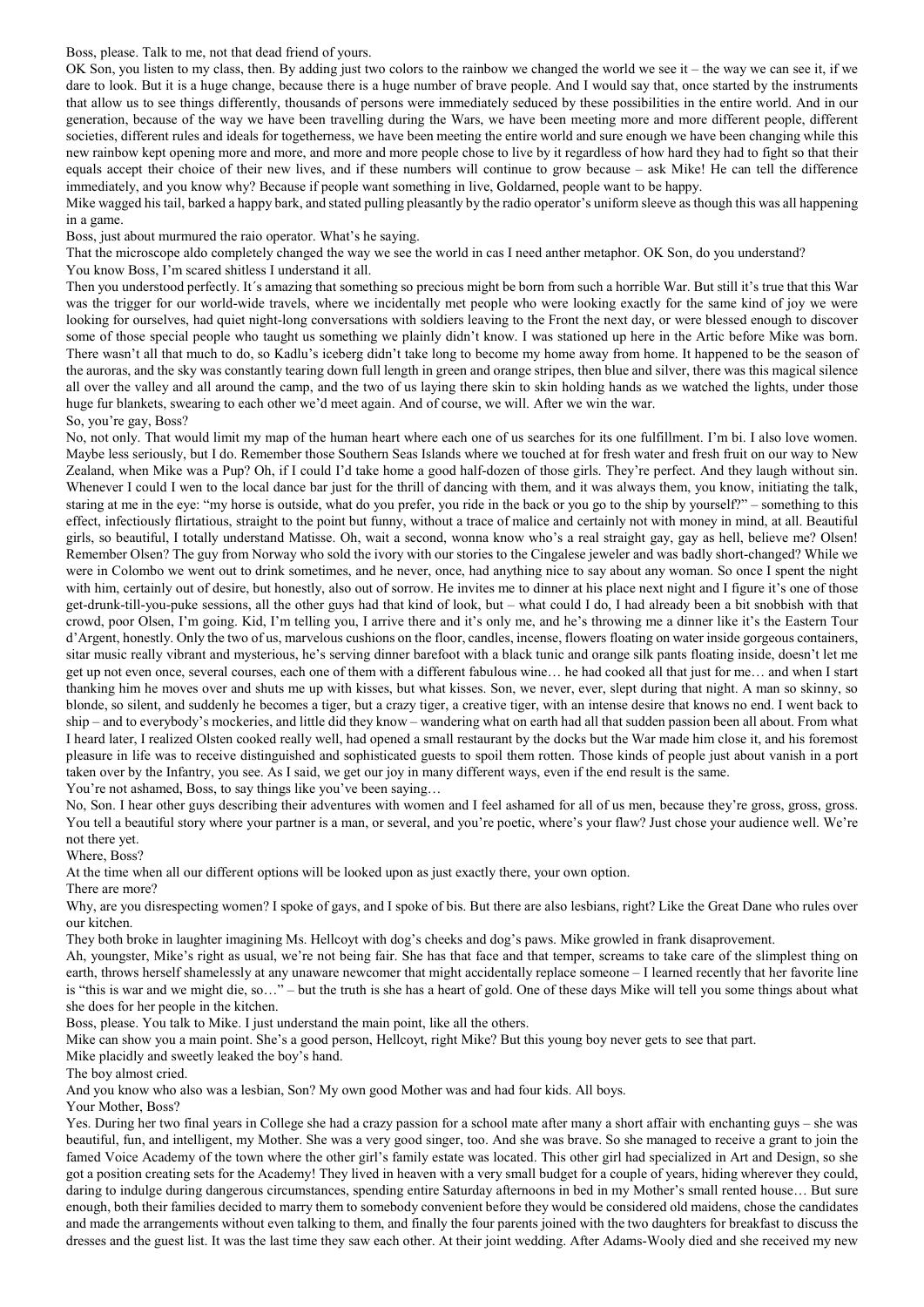Boss, please. Talk to me, not that dead friend of yours.

OK Son, you listen to my class, then. By adding just two colors to the rainbow we changed the world we see it – the way we can see it, if we dare to look. But it is a huge change, because there is a huge number of brave people. And I would say that, once started by the instruments that allow us to see things differently, thousands of persons were immediately seduced by these possibilities in the entire world. And in our generation, because of the way we have been travelling during the Wars, we have been meeting more and more different people, different societies, different rules and ideals for togetherness, we have been meeting the entire world and sure enough we have been changing while this new rainbow kept opening more and more, and more and more people chose to live by it regardless of how hard they had to fight so that their equals accept their choice of their new lives, and if these numbers will continue to grow because – ask Mike! He can tell the difference immediately, and you know why? Because if people want something in live, Goldarned, people want to be happy.

Mike wagged his tail, barked a happy bark, and stated pulling pleasantly by the radio operator's uniform sleeve as though this was all happening in a game.

Boss, just about murmured the raio operator. What's he saying.

That the microscope aldo completely changed the way we see the world in cas I need anther metaphor. OK Son, do you understand?

You know Boss, I'm scared shitless I understand it all.

Then you understood perfectly. It´s amazing that something so precious might be born from such a horrible War. But still it's true that this War was the trigger for our world-wide travels, where we incidentally met people who were looking exactly for the same kind of joy we were looking for ourselves, had quiet night-long conversations with soldiers leaving to the Front the next day, or were blessed enough to discover some of those special people who taught us something we plainly didn't know. I was stationed up here in the Artic before Mike was born. There wasn't all that much to do, so Kadlu's iceberg didn't take long to become my home away from home. It happened to be the season of the auroras, and the sky was constantly tearing down full length in green and orange stripes, then blue and silver, there was this magical silence all over the valley and all around the camp, and the two of us laying there skin to skin holding hands as we watched the lights, under those huge fur blankets, swearing to each other we'd meet again. And of course, we will. After we win the war.

So, you're gay, Boss?

No, not only. That would limit my map of the human heart where each one of us searches for its one fulfillment. I'm bi. I also love women. Maybe less seriously, but I do. Remember those Southern Seas Islands where we touched at for fresh water and fresh fruit on our way to New Zealand, when Mike was a Pup? Oh, if I could I'd take home a good half-dozen of those girls. They're perfect. And they laugh without sin. Whenever I could I wen to the local dance bar just for the thrill of dancing with them, and it was always them, you know, initiating the talk, staring at me in the eye: "my horse is outside, what do you prefer, you ride in the back or you go to the ship by yourself?" – something to this effect, infectiously flirtatious, straight to the point but funny, without a trace of malice and certainly not with money in mind, at all. Beautiful girls, so beautiful, I totally understand Matisse. Oh, wait a second, wonna know who's a real straight gay, gay as hell, believe me? Olsen! Remember Olsen? The guy from Norway who sold the ivory with our stories to the Cingalese jeweler and was badly short-changed? While we were in Colombo we went out to drink sometimes, and he never, once, had anything nice to say about any woman. So once I spent the night with him, certainly out of desire, but honestly, also out of sorrow. He invites me to dinner at his place next night and I figure it's one of those get-drunk-till-you-puke sessions, all the other guys had that kind of look, but – what could I do, I had already been a bit snobbish with that crowd, poor Olsen, I'm going. Kid, I'm telling you, I arrive there and it's only me, and he's throwing me a dinner like it's the Eastern Tour d'Argent, honestly. Only the two of us, marvelous cushions on the floor, candles, incense, flowers floating on water inside gorgeous containers, sitar music really vibrant and mysterious, he's serving dinner barefoot with a black tunic and orange silk pants floating inside, doesn't let me get up not even once, several courses, each one of them with a different fabulous wine… he had cooked all that just for me… and when I start thanking him he moves over and shuts me up with kisses, but what kisses. Son, we never, ever, slept during that night. A man so skinny, so blonde, so silent, and suddenly he becomes a tiger, but a crazy tiger, a creative tiger, with an intense desire that knows no end. I went back to ship – and to everybody's mockeries, and little did they know – wandering what on earth had all that sudden passion been all about. From what I heard later, I realized Olsten cooked really well, had opened a small restaurant by the docks but the War made him close it, and his foremost pleasure in life was to receive distinguished and sophisticated guests to spoil them rotten. Those kinds of people just about vanish in a port taken over by the Infantry, you see. As I said, we get our joy in many different ways, even if the end result is the same.

You're not ashamed, Boss, to say things like you've been saying…

No, Son. I hear other guys describing their adventures with women and I feel ashamed for all of us men, because they're gross, gross, gross. You tell a beautiful story where your partner is a man, or several, and you're poetic, where's your flaw? Just chose your audience well. We're not there yet.

Where, Boss?

At the time when all our different options will be looked upon as just exactly there, your own option.

There are more?

Why, are you disrespecting women? I spoke of gays, and I spoke of bis. But there are also lesbians, right? Like the Great Dane who rules over our kitchen.

They both broke in laughter imagining Ms. Hellcoyt with dog's cheeks and dog's paws. Mike growled in frank disaprovement.

Ah, youngster, Mike's right as usual, we're not being fair. She has that face and that temper, screams to take care of the slimplest thing on earth, throws herself shamelessly at any unaware newcomer that might accidentally replace someone – I learned recently that her favorite line is "this is war and we might die, so…" – but the truth is she has a heart of gold. One of these days Mike will tell you some things about what she does for her people in the kitchen.

Boss, please. You talk to Mike. I just understand the main point, like all the others.

Mike can show you a main point. She's a good person, Hellcoyt, right Mike? But this young boy never gets to see that part.

Mike placidly and sweetly leaked the boy's hand.

The boy almost cried.

And you know who also was a lesbian, Son? My own good Mother was and had four kids. All boys.

Your Mother, Boss?

Yes. During her two final years in College she had a crazy passion for a school mate after many a short affair with enchanting guys – she was beautiful, fun, and intelligent, my Mother. She was a very good singer, too. And she was brave. So she managed to receive a grant to join the famed Voice Academy of the town where the other girl's family estate was located. This other girl had specialized in Art and Design, so she got a position creating sets for the Academy! They lived in heaven with a very small budget for a couple of years, hiding wherever they could, daring to indulge during dangerous circumstances, spending entire Saturday afternoons in bed in my Mother's small rented house… But sure enough, both their families decided to marry them to somebody convenient before they would be considered old maidens, chose the candidates and made the arrangements without even talking to them, and finally the four parents joined with the two daughters for breakfast to discuss the dresses and the guest list. It was the last time they saw each other. At their joint wedding. After Adams-Wooly died and she received my new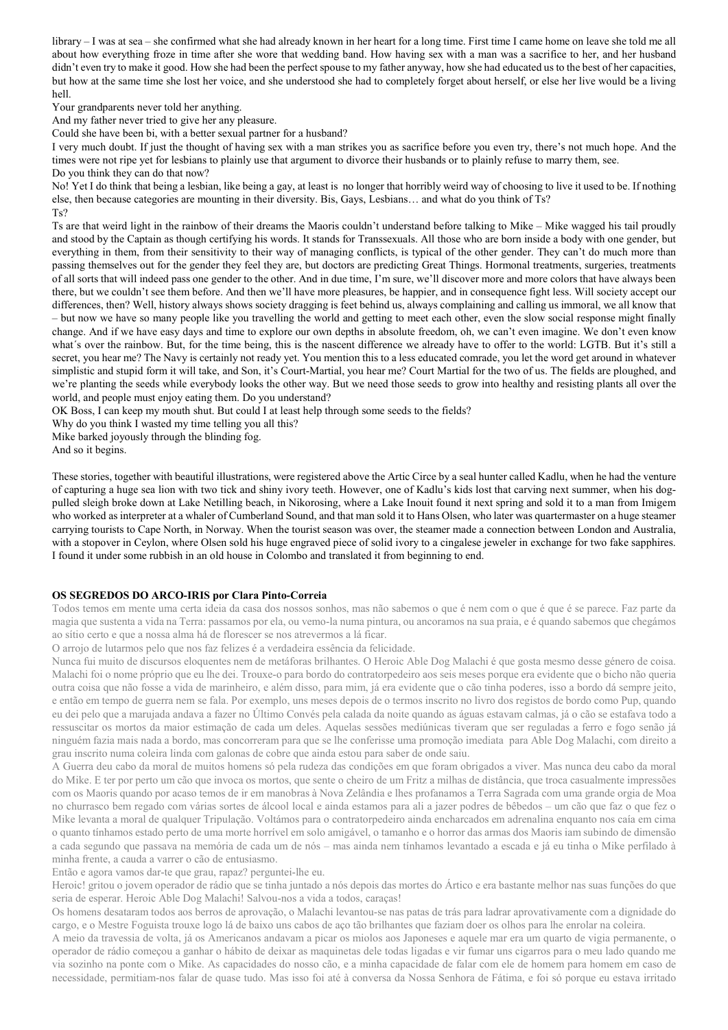library – I was at sea – she confirmed what she had already known in her heart for a long time. First time I came home on leave she told me all about how everything froze in time after she wore that wedding band. How having sex with a man was a sacrifice to her, and her husband didn't even try to make it good. How she had been the perfect spouse to my father anyway, how she had educated us to the best of her capacities, but how at the same time she lost her voice, and she understood she had to completely forget about herself, or else her live would be a living hell.

Your grandparents never told her anything.

And my father never tried to give her any pleasure.

Could she have been bi, with a better sexual partner for a husband?

I very much doubt. If just the thought of having sex with a man strikes you as sacrifice before you even try, there's not much hope. And the times were not ripe yet for lesbians to plainly use that argument to divorce their husbands or to plainly refuse to marry them, see.

Do you think they can do that now?

No! Yet I do think that being a lesbian, like being a gay, at least is no longer that horribly weird way of choosing to live it used to be. If nothing else, then because categories are mounting in their diversity. Bis, Gays, Lesbians… and what do you think of Ts?

Ts?

Ts are that weird light in the rainbow of their dreams the Maoris couldn't understand before talking to Mike – Mike wagged his tail proudly and stood by the Captain as though certifying his words. It stands for Transsexuals. All those who are born inside a body with one gender, but everything in them, from their sensitivity to their way of managing conflicts, is typical of the other gender. They can't do much more than passing themselves out for the gender they feel they are, but doctors are predicting Great Things. Hormonal treatments, surgeries, treatments of all sorts that will indeed pass one gender to the other. And in due time, I'm sure, we'll discover more and more colors that have always been there, but we couldn't see them before. And then we'll have more pleasures, be happier, and in consequence fight less. Will society accept our differences, then? Well, history always shows society dragging is feet behind us, always complaining and calling us immoral, we all know that – but now we have so many people like you travelling the world and getting to meet each other, even the slow social response might finally change. And if we have easy days and time to explore our own depths in absolute freedom, oh, we can't even imagine. We don't even know what´s over the rainbow. But, for the time being, this is the nascent difference we already have to offer to the world: LGTB. But it's still a secret, you hear me? The Navy is certainly not ready yet. You mention this to a less educated comrade, you let the word get around in whatever simplistic and stupid form it will take, and Son, it's Court-Martial, you hear me? Court Martial for the two of us. The fields are ploughed, and we're planting the seeds while everybody looks the other way. But we need those seeds to grow into healthy and resisting plants all over the world, and people must enjoy eating them. Do you understand?

OK Boss, I can keep my mouth shut. But could I at least help through some seeds to the fields?

Why do you think I wasted my time telling you all this?

Mike barked joyously through the blinding fog.

And so it begins.

These stories, together with beautiful illustrations, were registered above the Artic Circe by a seal hunter called Kadlu, when he had the venture of capturing a huge sea lion with two tick and shiny ivory teeth. However, one of Kadlu's kids lost that carving next summer, when his dog-pulled sleigh broke down at Lake Netilling beach, in Nikorosing, where a Lake Inouit found it next spring and sold it to a man from Imigem who worked as interpreter at a whaler of Cumberland Sound, and that man sold it to Hans Olsen, who later was quartermaster on a huge steamer carrying tourists to Cape North, in Norway. When the tourist season was over, the steamer made a connection between London and Australia, with a stopover in Ceylon, where Olsen sold his huge engraved piece of solid ivory to a cingalese jeweler in exchange for two fake sapphires. I found it under some rubbish in an old house in Colombo and translated it from beginning to end.

**OS SEGREDOS DO ARCO-IRIS por Clara Pinto-Correia**

Todos temos em mente uma certa ideia da casa dos nossos sonhos, mas não sabemos o que é nem com o que é que é se parece. Faz parte da magia que sustenta a vida na Terra: passamos por ela, ou vemo-la numa pintura, ou ancoramos na sua praia, e é quando sabemos que chegámos ao sítio certo e que a nossa alma há de florescer se nos atrevermos a lá ficar.

O arrojo de lutarmos pelo que nos faz felizes é a verdadeira essência da felicidade.

Nunca fui muito de discursos eloquentes nem de metáforas brilhantes. O Heroic Able Dog Malachi é que gosta mesmo desse género de coisa. Malachi foi o nome próprio que eu lhe dei. Trouxe-o para bordo do contratorpedeiro aos seis meses porque era evidente que o bicho não queria outra coisa que não fosse a vida de marinheiro, e além disso, para mim, já era evidente que o cão tinha poderes, isso a bordo dá sempre jeito, e então em tempo de guerra nem se fala. Por exemplo, uns meses depois de o termos inscrito no livro dos registos de bordo como Pup, quando eu dei pelo que a marujada andava a fazer no Último Convés pela calada da noite quando as águas estavam calmas, já o cão se estafava todo a ressuscitar os mortos da maior estimação de cada um deles. Aquelas sessões mediúnicas tiveram que ser reguladas a ferro e fogo senão já ninguém fazia mais nada a bordo, mas concorreram para que se lhe conferisse uma promoção imediata para Able Dog Malachi, com direito a grau inscrito numa coleira linda com galonas de cobre que ainda estou para saber de onde saiu.

A Guerra deu cabo da moral de muitos homens só pela rudeza das condições em que foram obrigados a viver. Mas nunca deu cabo da moral do Mike. E ter por perto um cão que invoca os mortos, que sente o cheiro de um Fritz a milhas de distância, que troca casualmente impressões com os Maoris quando por acaso temos de ir em manobras à Nova Zelândia e lhes profanamos a Terra Sagrada com uma grande orgia de Moa no churrasco bem regado com várias sortes de álcool local e ainda estamos para ali a jazer podres de bêbedos – um cão que faz o que fez o Mike levanta a moral de qualquer Tripulação. Voltámos para o contratorpedeiro ainda encharcados em adrenalina enquanto nos caía em cima o quanto tínhamos estado perto de uma morte horrível em solo amigável, o tamanho e o horror das armas dos Maoris iam subindo de dimensão a cada segundo que passava na memória de cada um de nós – mas ainda nem tínhamos levantado a escada e já eu tinha o Mike perfilado à minha frente, a cauda a varrer o cão de entusiasmo.

Então e agora vamos dar-te que grau, rapaz? perguntei-lhe eu.

Heroic! gritou o jovem operador de rádio que se tinha juntado a nós depois das mortes do Ártico e era bastante melhor nas suas funções do que seria de esperar. Heroic Able Dog Malachi! Salvou-nos a vida a todos, caraças!

Os homens desataram todos aos berros de aprovação, o Malachi levantou-se nas patas de trás para ladrar aprovativamente com a dignidade do cargo, e o Mestre Foguista trouxe logo lá de baixo uns cabos de aço tão brilhantes que faziam doer os olhos para lhe enrolar na coleira.

A meio da travessia de volta, já os Americanos andavam a picar os miolos aos Japoneses e aquele mar era um quarto de vigia permanente, o operador de rádio começou a ganhar o hábito de deixar as maquinetas dele todas ligadas e vir fumar uns cigarros para o meu lado quando me via sozinho na ponte com o Mike. As capacidades do nosso cão, e a minha capacidade de falar com ele de homem para homem em caso de necessidade, permitiam-nos falar de quase tudo. Mas isso foi até à conversa da Nossa Senhora de Fátima, e foi só porque eu estava irritado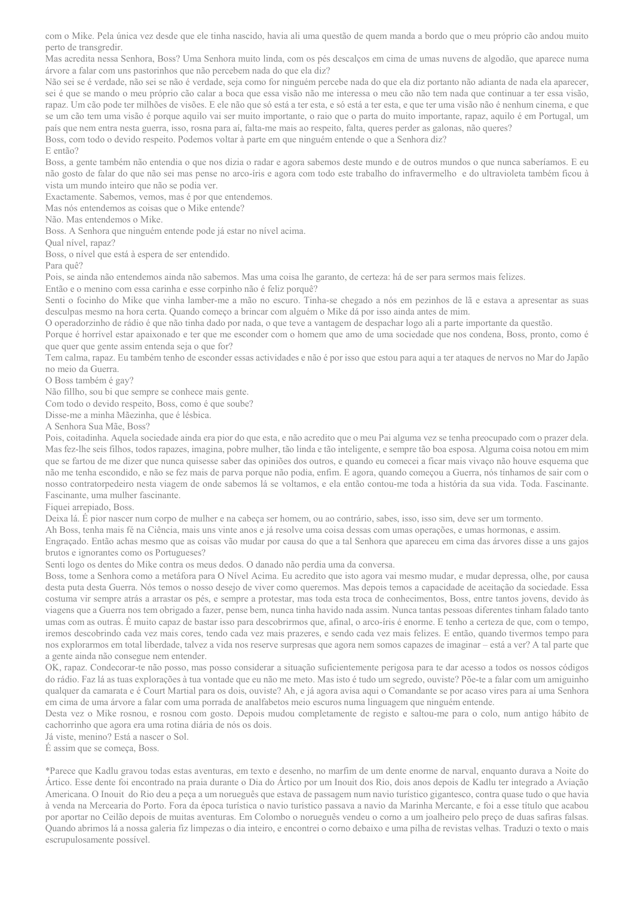com o Mike. Pela única vez desde que ele tinha nascido, havia ali uma questão de quem manda a bordo que o meu próprio cão andou muito perto de transgredir.

Mas acredita nessa Senhora, Boss? Uma Senhora muito linda, com os pés descalços em cima de umas nuvens de algodão, que aparece numa árvore a falar com uns pastorinhos que não percebem nada do que ela diz?

Não sei se é verdade, não sei se não é verdade, seja como for ninguém percebe nada do que ela diz portanto não adianta de nada ela aparecer, sei é que se mando o meu próprio cão calar a boca que essa visão não me interessa o meu cão não tem nada que continuar a ter essa visão, rapaz. Um cão pode ter milhões de visões. E ele não que só está a ter esta, e só está a ter esta, e que ter uma visão não é nenhum cinema, e que se um cão tem uma visão é porque aquilo vai ser muito importante, o raio que o parta do muito importante, rapaz, aquilo é em Portugal, um país que nem entra nesta guerra, isso, rosna para aí, falta-me mais ao respeito, falta, queres perder as galonas, não queres?

Boss, com todo o devido respeito. Podemos voltar à parte em que ninguém entende o que a Senhora diz?

E então?

Boss, a gente também não entendia o que nos dizia o radar e agora sabemos deste mundo e de outros mundos o que nunca saberíamos. E eu não gosto de falar do que não sei mas pense no arco-íris e agora com todo este trabalho do infravermelho e do ultravioleta também ficou à vista um mundo inteiro que não se podia ver.

Exactamente. Sabemos, vemos, mas é por que entendemos.

Mas nós entendemos as coisas que o Mike entende?

Não. Mas entendemos o Mike.

Boss. A Senhora que ninguém entende pode já estar no nível acima.

Qual nível, rapaz?

Boss, o nível que está à espera de ser entendido.

Para quê?

Pois, se ainda não entendemos ainda não sabemos. Mas uma coisa lhe garanto, de certeza: há de ser para sermos mais felizes.

Então e o menino com essa carinha e esse corpinho não é feliz porquê?

Senti o focinho do Mike que vinha lamber-me a mão no escuro. Tinha-se chegado a nós em pezinhos de lã e estava a apresentar as suas desculpas mesmo na hora certa. Quando começo a brincar com alguém o Mike dá por isso ainda antes de mim.

O operadorzinho de rádio é que não tinha dado por nada, o que teve a vantagem de despachar logo ali a parte importante da questão.

Porque é horrível estar apaixonado e ter que me esconder com o homem que amo de uma sociedade que nos condena, Boss, pronto, como é que quer que gente assim entenda seja o que for?

Tem calma, rapaz. Eu também tenho de esconder essas actividades e não é por isso que estou para aqui a ter ataques de nervos no Mar do Japão no meio da Guerra.

O Boss também é gay?

Não fillho, sou bi que sempre se conhece mais gente.

Com todo o devido respeito, Boss, como é que soube?

Disse-me a minha Mãezinha, que é lésbica.

A Senhora Sua Mãe, Boss?

Pois, coitadinha. Aquela sociedade ainda era pior do que esta, e não acredito que o meu Pai alguma vez se tenha preocupado com o prazer dela. Mas fez-lhe seis filhos, todos rapazes, imagina, pobre mulher, tão linda e tão inteligente, e sempre tão boa esposa. Alguma coisa notou em mim que se fartou de me dizer que nunca quisesse saber das opiniões dos outros, e quando eu comecei a ficar mais vivaço não houve esquema que não me tenha escondido, e não se fez mais de parva porque não podia, enfim. E agora, quando começou a Guerra, nós tínhamos de sair com o nosso contratorpedeiro nesta viagem de onde sabemos lá se voltamos, e ela então contou-me toda a história da sua vida. Toda. Fascinante. Fascinante, uma mulher fascinante.

Fiquei arrepiado, Boss.

Deixa lá. É pior nascer num corpo de mulher e na cabeça ser homem, ou ao contrário, sabes, isso, isso sim, deve ser um tormento.

Ah Boss, tenha mais fé na Ciência, mais uns vinte anos e já resolve uma coisa dessas com umas operações, e umas hormonas, e assim.

Engraçado. Então achas mesmo que as coisas vão mudar por causa do que a tal Senhora que apareceu em cima das árvores disse a uns gajos brutos e ignorantes como os Portugueses?

Senti logo os dentes do Mike contra os meus dedos. O danado não perdia uma da conversa.

Boss, tome a Senhora como a metáfora para O Nível Acima. Eu acredito que isto agora vai mesmo mudar, e mudar depressa, olhe, por causa desta puta desta Guerra. Nós temos o nosso desejo de viver como queremos. Mas depois temos a capacidade de aceitação da sociedade. Essa costuma vir sempre atrás a arrastar os pés, e sempre a protestar, mas toda esta troca de conhecimentos, Boss, entre tantos jovens, devido às viagens que a Guerra nos tem obrigado a fazer, pense bem, nunca tinha havido nada assim. Nunca tantas pessoas diferentes tinham falado tanto umas com as outras. É muito capaz de bastar isso para descobrirmos que, afinal, o arco-íris é enorme. E tenho a certeza de que, com o tempo, iremos descobrindo cada vez mais cores, tendo cada vez mais prazeres, e sendo cada vez mais felizes. E então, quando tivermos tempo para nos explorarmos em total liberdade, talvez a vida nos reserve surpresas que agora nem somos capazes de imaginar – está a ver? A tal parte que a gente ainda não consegue nem entender.

OK, rapaz. Condecorar-te não posso, mas posso considerar a situação suficientemente perigosa para te dar acesso a todos os nossos códigos do rádio. Faz lá as tuas explorações à tua vontade que eu não me meto. Mas isto é tudo um segredo, ouviste? Põe-te a falar com um amiguinho qualquer da camarata e é Court Martial para os dois, ouviste? Ah, e já agora avisa aqui o Comandante se por acaso vires para aí uma Senhora em cima de uma árvore a falar com uma porrada de analfabetos meio escuros numa linguagem que ninguém entende.

Desta vez o Mike rosnou, e rosnou com gosto. Depois mudou completamente de registo e saltou-me para o colo, num antigo hábito de cachorrinho que agora era uma rotina diária de nós os dois.

Já viste, menino? Está a nascer o Sol.

É assim que se começa, Boss.

*Parece que Kadlu gravou todas estas aventuras, em texto e desenho, no marfim de um dente enorme de narval, enquanto durava a Noite do Ártico. Esse dente foi encontrado na praia durante o Dia do Ártico por um Inouit dos Rio, dois anos depois de Kadlu ter integrado a Aviação Americana. O Inouit do Rio deu a peça a um norueguês que estava de passagem num navio turístico gigantesco, contra quase tudo o que havia à venda na Mercearia do Porto. Fora da época turística o navio turístico passava a navio da Marinha Mercante, e foi a esse título que acabou por aportar no Ceilão depois de muitas aventuras. Em Colombo o norueguês vendeu o corno a um joalheiro pelo preço de duas safiras falsas. Quando abrimos lá a nossa galeria fiz limpezas o dia inteiro, e encontrei o corno debaixo e uma pilha de revistas velhas. Traduzi o texto o mais escrupulosamente possível.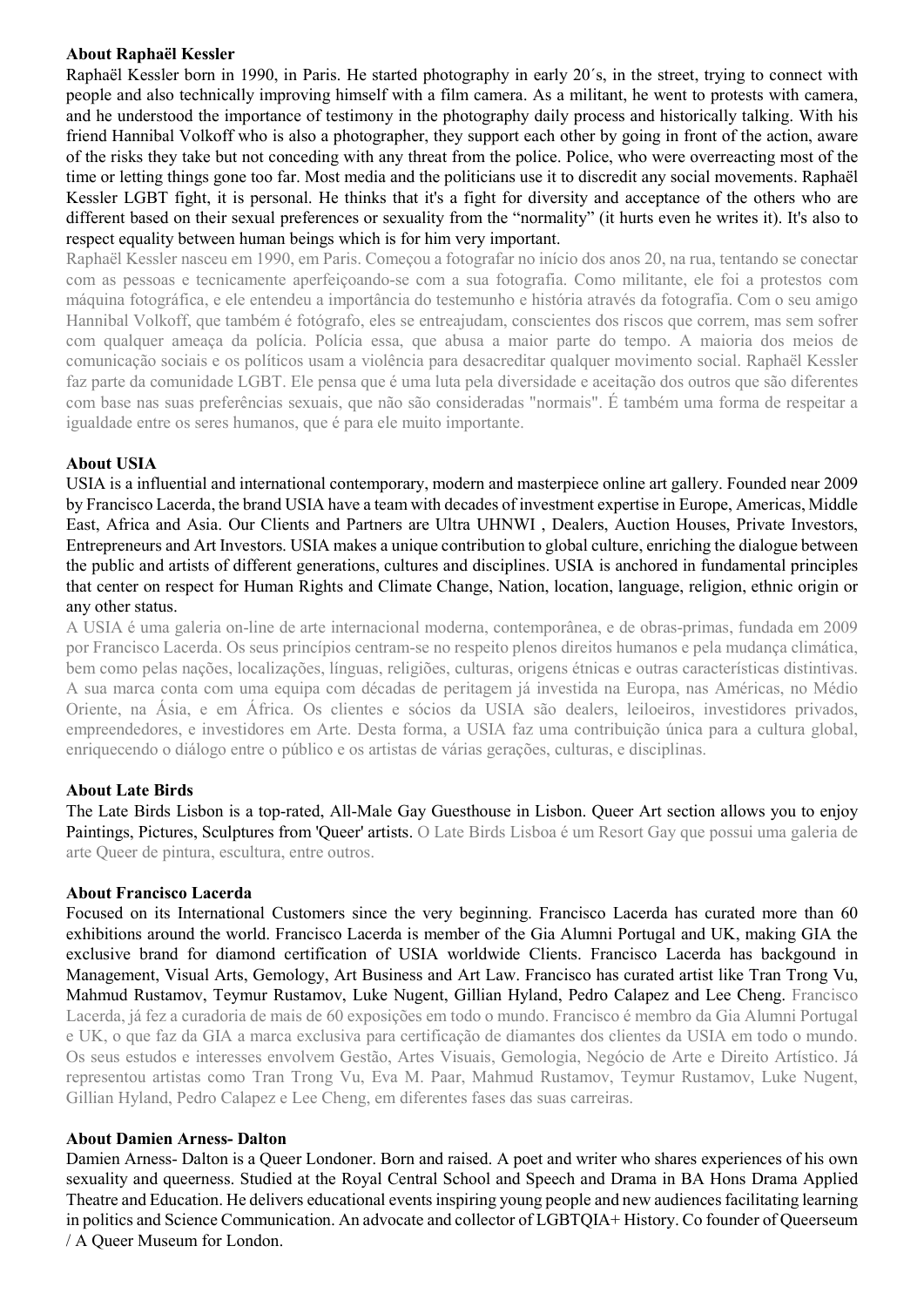**About Raphaël Kessler**

Raphaël Kessler born in 1990, in Paris. He started photography in early 20´s, in the street, trying to connect with people and also technically improving himself with a film camera. As a militant, he went to protests with camera, and he understood the importance of testimony in the photography daily process and historically talking. With his friend Hannibal Volkoff who is also a photographer, they support each other by going in front of the action, aware of the risks they take but not conceding with any threat from the police. Police, who were overreacting most of the time or letting things gone too far. Most media and the politicians use it to discredit any social movements. Raphaël Kessler LGBT fight, it is personal. He thinks that it's a fight for diversity and acceptance of the others who are different based on their sexual preferences or sexuality from the "normality" (it hurts even he writes it). It's also to respect equality between human beings which is for him very important.

Raphaël Kessler nasceu em 1990, em Paris. Começou a fotografar no início dos anos 20, na rua, tentando se conectar com as pessoas e tecnicamente aperfeiçoando-se com a sua fotografia. Como militante, ele foi a protestos com máquina fotográfica, e ele entendeu a importância do testemunho e história através da fotografia. Com o seu amigo Hannibal Volkoff, que também é fotógrafo, eles se entreajudam, conscientes dos riscos que correm, mas sem sofrer com qualquer ameaça da polícia. Polícia essa, que abusa a maior parte do tempo. A maioria dos meios de comunicação sociais e os políticos usam a violência para desacreditar qualquer movimento social. Raphaël Kessler faz parte da comunidade LGBT. Ele pensa que é uma luta pela diversidade e aceitação dos outros que são diferentes com base nas suas preferências sexuais, que não são consideradas "normais". É também uma forma de respeitar a igualdade entre os seres humanos, que é para ele muito importante.

**About USIA**

USIA is a influential and international contemporary, modern and masterpiece online art gallery. Founded near 2009 by Francisco Lacerda, the brand USIA have a team with decades of investment expertise in Europe, Americas, Middle East, Africa and Asia. Our Clients and Partners are Ultra UHNWI , Dealers, Auction Houses, Private Investors, Entrepreneurs and Art Investors. USIA makes a unique contribution to global culture, enriching the dialogue between the public and artists of different generations, cultures and disciplines. USIA is anchored in fundamental principles that center on respect for Human Rights and Climate Change, Nation, location, language, religion, ethnic origin or any other status.

A USIA é uma galeria on-line de arte internacional moderna, contemporânea, e de obras-primas, fundada em 2009 por Francisco Lacerda. Os seus princípios centram-se no respeito plenos direitos humanos e pela mudança climática, bem como pelas nações, localizações, línguas, religiões, culturas, origens étnicas e outras características distintivas. A sua marca conta com uma equipa com décadas de peritagem já investida na Europa, nas Américas, no Médio Oriente, na Ásia, e em África. Os clientes e sócios da USIA são dealers, leiloeiros, investidores privados, empreendedores, e investidores em Arte. Desta forma, a USIA faz uma contribuição única para a cultura global, enriquecendo o diálogo entre o público e os artistas de várias gerações, culturas, e disciplinas.

**About Late Birds**

The Late Birds Lisbon is a top-rated, All-Male Gay Guesthouse in Lisbon. Queer Art section allows you to enjoy Paintings, Pictures, Sculptures from 'Queer' artists. O Late Birds Lisboa é um Resort Gay que possui uma galeria de arte Queer de pintura, escultura, entre outros.

**About Francisco Lacerda**

Focused on its International Customers since the very beginning. Francisco Lacerda has curated more than 60 exhibitions around the world. Francisco Lacerda is member of the Gia Alumni Portugal and UK, making GIA the exclusive brand for diamond certification of USIA worldwide Clients. Francisco Lacerda has backgound in Management, Visual Arts, Gemology, Art Business and Art Law. Francisco has curated artist like Tran Trong Vu, Mahmud Rustamov, Teymur Rustamov, Luke Nugent, Gillian Hyland, Pedro Calapez and Lee Cheng. Francisco Lacerda, já fez a curadoria de mais de 60 exposições em todo o mundo. Francisco é membro da Gia Alumni Portugal e UK, o que faz da GIA a marca exclusiva para certificação de diamantes dos clientes da USIA em todo o mundo. Os seus estudos e interesses envolvem Gestão, Artes Visuais, Gemologia, Negócio de Arte e Direito Artístico. Já representou artistas como Tran Trong Vu, Eva M. Paar, Mahmud Rustamov, Teymur Rustamov, Luke Nugent, Gillian Hyland, Pedro Calapez e Lee Cheng, em diferentes fases das suas carreiras.

**About Damien Arness- Dalton**

Damien Arness- Dalton is a Queer Londoner. Born and raised. A poet and writer who shares experiences of his own sexuality and queerness. Studied at the Royal Central School and Speech and Drama in BA Hons Drama Applied Theatre and Education. He delivers educational events inspiring young people and new audiences facilitating learning in politics and Science Communication. An advocate and collector of LGBTQIA+ History. Co founder of Queerseum / A Queer Museum for London.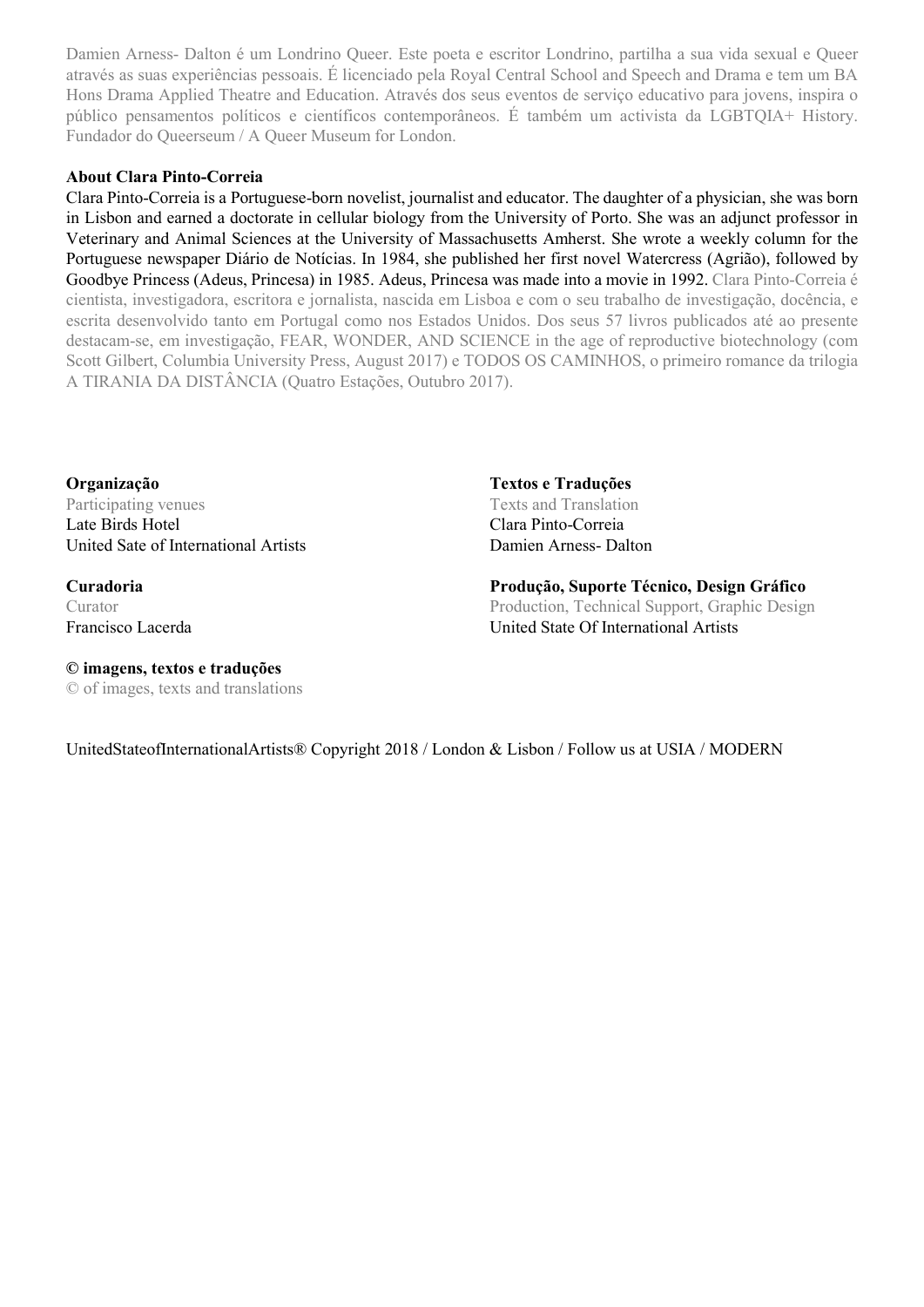Damien Arness- Dalton é um Londrino Queer. Este poeta e escritor Londrino, partilha a sua vida sexual e Queer através as suas experiências pessoais. É licenciado pela Royal Central School and Speech and Drama e tem um BA Hons Drama Applied Theatre and Education. Através dos seus eventos de serviço educativo para jovens, inspira o público pensamentos políticos e científicos contemporâneos. É também um activista da LGBTQIA+ History. Fundador do Queerseum / A Queer Museum for London.

**About Clara Pinto-Correia**

Clara Pinto-Correia is a Portuguese-born novelist, journalist and educator. The daughter of a physician, she was born in Lisbon and earned a doctorate in cellular biology from the University of Porto. She was an adjunct professor in Veterinary and Animal Sciences at the University of Massachusetts Amherst. She wrote a weekly column for the Portuguese newspaper Diário de Notícias. In 1984, she published her first novel Watercress (Agrião), followed by Goodbye Princess (Adeus, Princesa) in 1985. Adeus, Princesa was made into a movie in 1992. Clara Pinto-Correia é cientista, investigadora, escritora e jornalista, nascida em Lisboa e com o seu trabalho de investigação, docência, e escrita desenvolvido tanto em Portugal como nos Estados Unidos. Dos seus 57 livros publicados até ao presente destacam-se, em investigação, FEAR, WONDER, AND SCIENCE in the age of reproductive biotechnology (com Scott Gilbert, Columbia University Press, August 2017) e TODOS OS CAMINHOS, o primeiro romance da trilogia A TIRANIA DA DISTÂNCIA (Quatro Estações, Outubro 2017).

**Organização**
Participating venues
Late Birds Hotel
United Sate of International Artists

**Curadoria**
Curator
Francisco Lacerda

**© imagens, textos e traduções**
© of images, texts and translations

**Textos e Traduções**
Texts and Translation
Clara Pinto-Correia
Damien Arness- Dalton

**Produção, Suporte Técnico, Design Gráfico**
Production, Technical Support, Graphic Design
United State Of International Artists

UnitedStateofInternationalArtists® Copyright 2018 / London & Lisbon / Follow us at USIA / MODERN